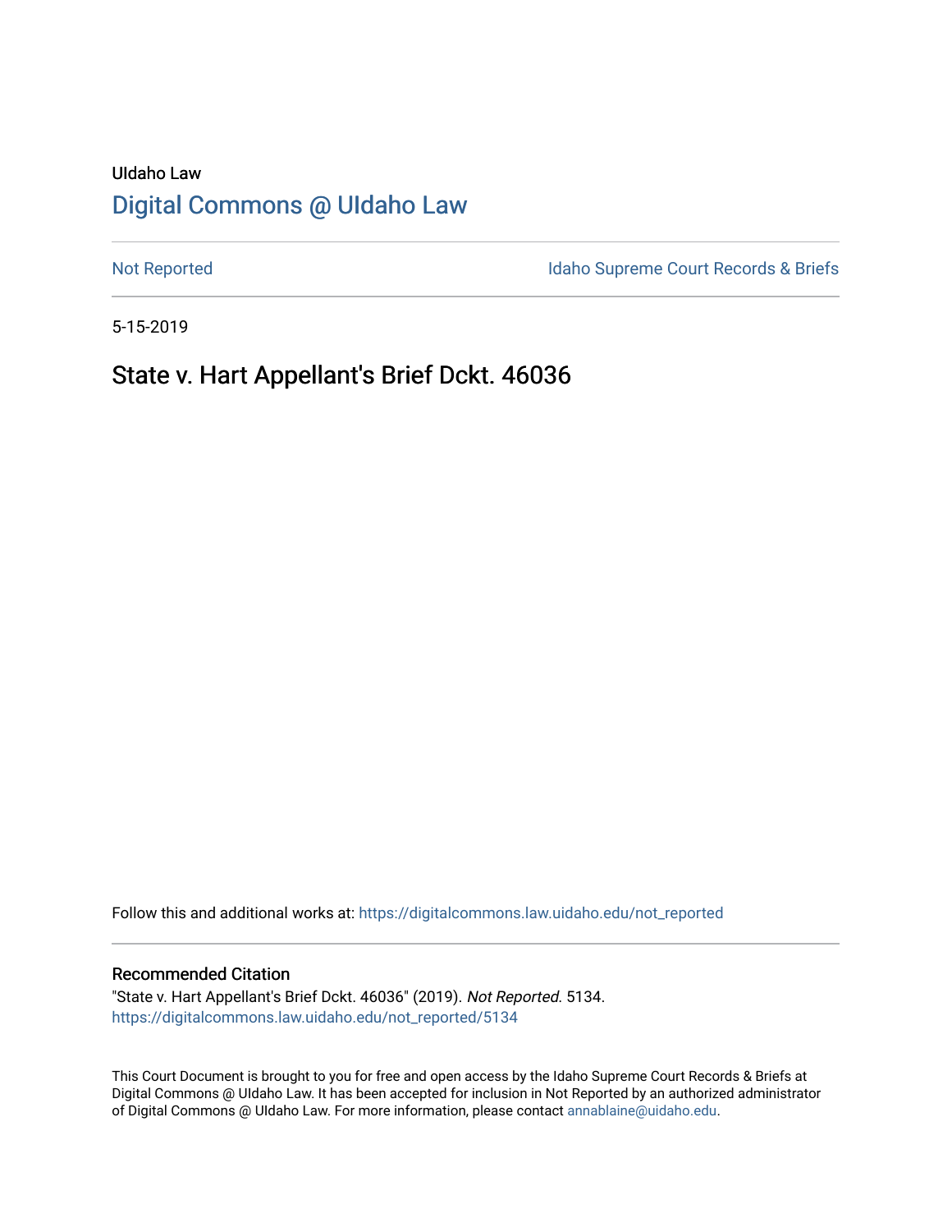UIdaho Law

# Digital Commons @ UIdaho Law

Not Reported

Idaho Supreme Court Records & Briefs

5-15-2019

## State v. Hart Appellant's Brief Dckt. 46036

Follow this and additional works at: https://digitalcommons.law.uidaho.edu/not_reported

### Recommended Citation

"State v. Hart Appellant's Brief Dckt. 46036" (2019). *Not Reported*. 5134.
https://digitalcommons.law.uidaho.edu/not_reported/5134

This Court Document is brought to you for free and open access by the Idaho Supreme Court Records & Briefs at Digital Commons @ UIdaho Law. It has been accepted for inclusion in Not Reported by an authorized administrator of Digital Commons @ UIdaho Law. For more information, please contact annablaine@uidaho.edu.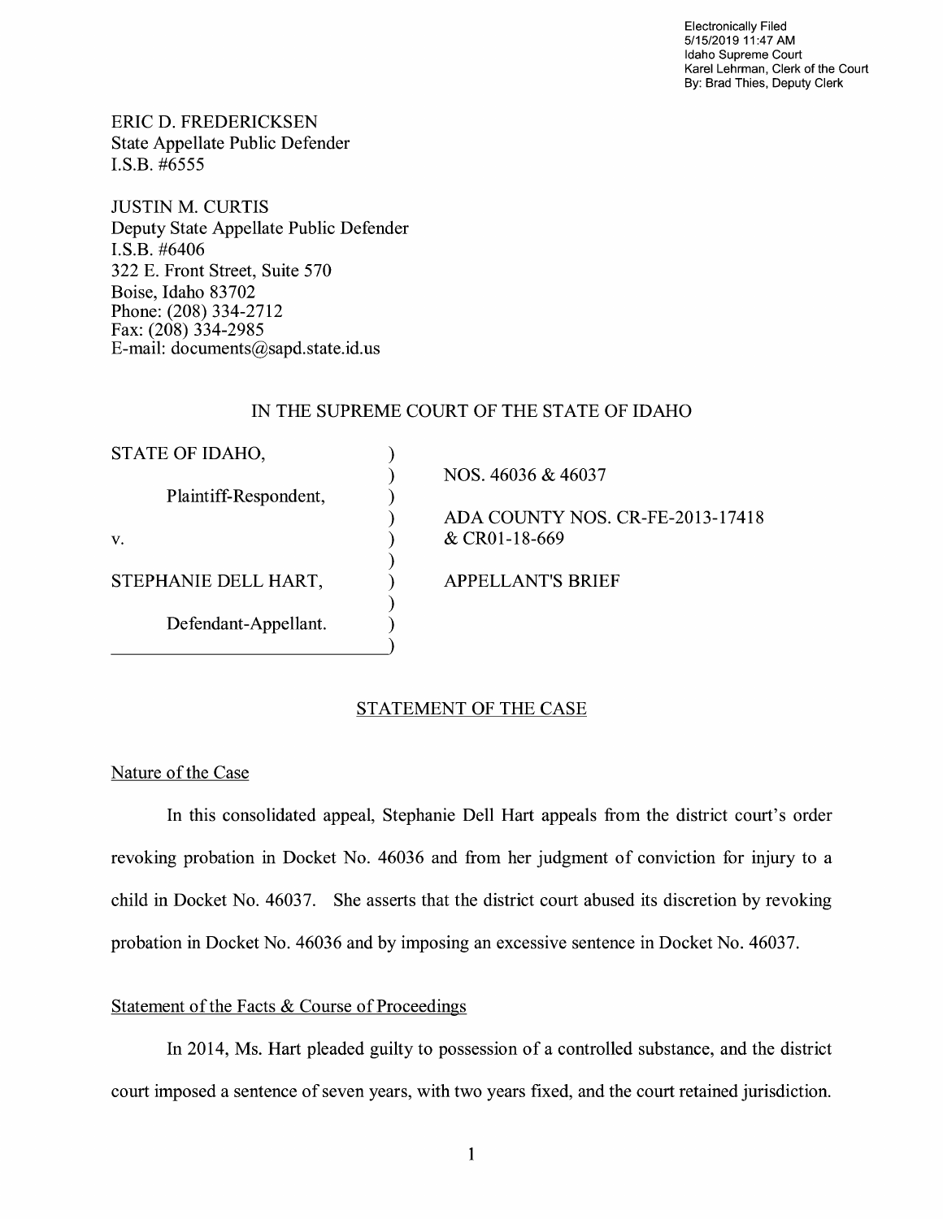Electronically Filed
5/15/2019 11:47 AM
Idaho Supreme Court
Karel Lehrman, Clerk of the Court
By: Brad Thies, Deputy Clerk

ERIC D. FREDERICKSEN
State Appellate Public Defender
I.S.B. #6555

JUSTIN M. CURTIS
Deputy State Appellate Public Defender
I.S.B. #6406
322 E. Front Street, Suite 570
Boise, Idaho 83702
Phone: (208) 334-2712
Fax: (208) 334-2985
E-mail: documents@sapd.state.id.us

IN THE SUPREME COURT OF THE STATE OF IDAHO

| | | |
|---|---|---|
| STATE OF IDAHO, | ) | NOS. 46036 & 46037 |
| Plaintiff-Respondent, | ) | ADA COUNTY NOS. CR-FE-2013-17418 & CR01-18-669 |
| v. | ) | |
| STEPHANIE DELL HART, | ) | APPELLANT'S BRIEF |
| Defendant-Appellant. | ) | |

## STATEMENT OF THE CASE

### Nature of the Case

In this consolidated appeal, Stephanie Dell Hart appeals from the district court's order revoking probation in Docket No. 46036 and from her judgment of conviction for injury to a child in Docket No. 46037. She asserts that the district court abused its discretion by revoking probation in Docket No. 46036 and by imposing an excessive sentence in Docket No. 46037.

### Statement of the Facts & Course of Proceedings

In 2014, Ms. Hart pleaded guilty to possession of a controlled substance, and the district court imposed a sentence of seven years, with two years fixed, and the court retained jurisdiction.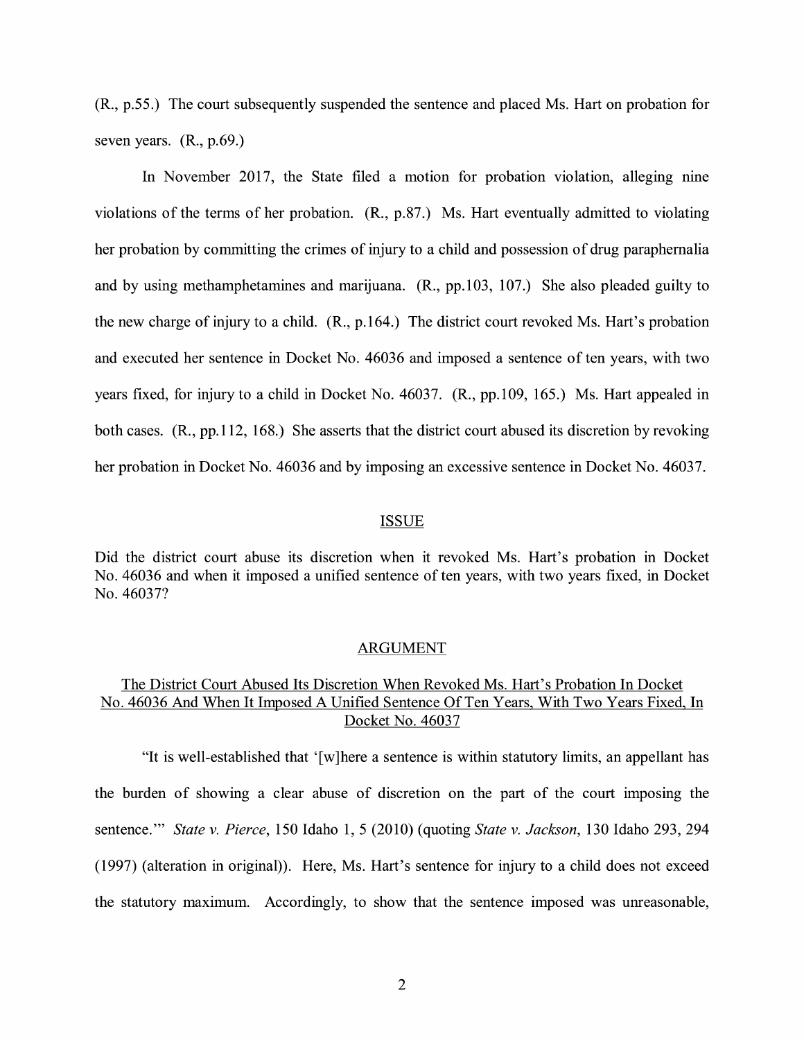(R., p.55.) The court subsequently suspended the sentence and placed Ms. Hart on probation for seven years. (R., p.69.)

In November 2017, the State filed a motion for probation violation, alleging nine violations of the terms of her probation. (R., p.87.) Ms. Hart eventually admitted to violating her probation by committing the crimes of injury to a child and possession of drug paraphernalia and by using methamphetamines and marijuana. (R., pp.103, 107.) She also pleaded guilty to the new charge of injury to a child. (R., p.164.) The district court revoked Ms. Hart's probation and executed her sentence in Docket No. 46036 and imposed a sentence of ten years, with two years fixed, for injury to a child in Docket No. 46037. (R., pp.109, 165.) Ms. Hart appealed in both cases. (R., pp.112, 168.) She asserts that the district court abused its discretion by revoking her probation in Docket No. 46036 and by imposing an excessive sentence in Docket No. 46037.

## ISSUE

Did the district court abuse its discretion when it revoked Ms. Hart's probation in Docket No. 46036 and when it imposed a unified sentence of ten years, with two years fixed, in Docket No. 46037?

## ARGUMENT

### The District Court Abused Its Discretion When Revoked Ms. Hart's Probation In Docket No. 46036 And When It Imposed A Unified Sentence Of Ten Years, With Two Years Fixed, In Docket No. 46037

"It is well-established that '[w]here a sentence is within statutory limits, an appellant has the burden of showing a clear abuse of discretion on the part of the court imposing the sentence.'" *State v. Pierce*, 150 Idaho 1, 5 (2010) (quoting *State v. Jackson*, 130 Idaho 293, 294 (1997) (alteration in original)). Here, Ms. Hart's sentence for injury to a child does not exceed the statutory maximum. Accordingly, to show that the sentence imposed was unreasonable,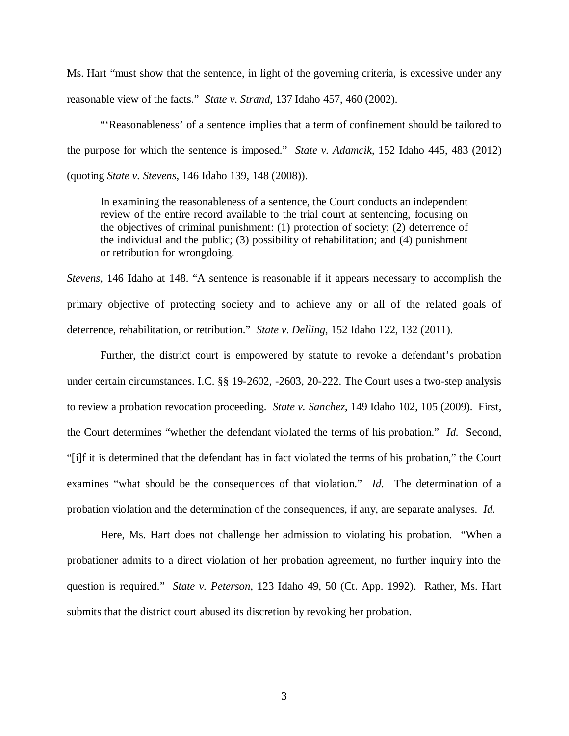Ms. Hart "must show that the sentence, in light of the governing criteria, is excessive under any reasonable view of the facts." *State v. Strand*, 137 Idaho 457, 460 (2002).

"'Reasonableness' of a sentence implies that a term of confinement should be tailored to the purpose for which the sentence is imposed." *State v. Adamcik*, 152 Idaho 445, 483 (2012) (quoting *State v. Stevens*, 146 Idaho 139, 148 (2008)).

> In examining the reasonableness of a sentence, the Court conducts an independent review of the entire record available to the trial court at sentencing, focusing on the objectives of criminal punishment: (1) protection of society; (2) deterrence of the individual and the public; (3) possibility of rehabilitation; and (4) punishment or retribution for wrongdoing.

*Stevens*, 146 Idaho at 148. "A sentence is reasonable if it appears necessary to accomplish the primary objective of protecting society and to achieve any or all of the related goals of deterrence, rehabilitation, or retribution." *State v. Delling*, 152 Idaho 122, 132 (2011).

Further, the district court is empowered by statute to revoke a defendant's probation under certain circumstances. I.C. §§ 19-2602, -2603, 20-222. The Court uses a two-step analysis to review a probation revocation proceeding. *State v. Sanchez*, 149 Idaho 102, 105 (2009). First, the Court determines "whether the defendant violated the terms of his probation." *Id.* Second, "[i]f it is determined that the defendant has in fact violated the terms of his probation," the Court examines "what should be the consequences of that violation." *Id.* The determination of a probation violation and the determination of the consequences, if any, are separate analyses. *Id.*

Here, Ms. Hart does not challenge her admission to violating his probation. "When a probationer admits to a direct violation of her probation agreement, no further inquiry into the question is required." *State v. Peterson*, 123 Idaho 49, 50 (Ct. App. 1992). Rather, Ms. Hart submits that the district court abused its discretion by revoking her probation.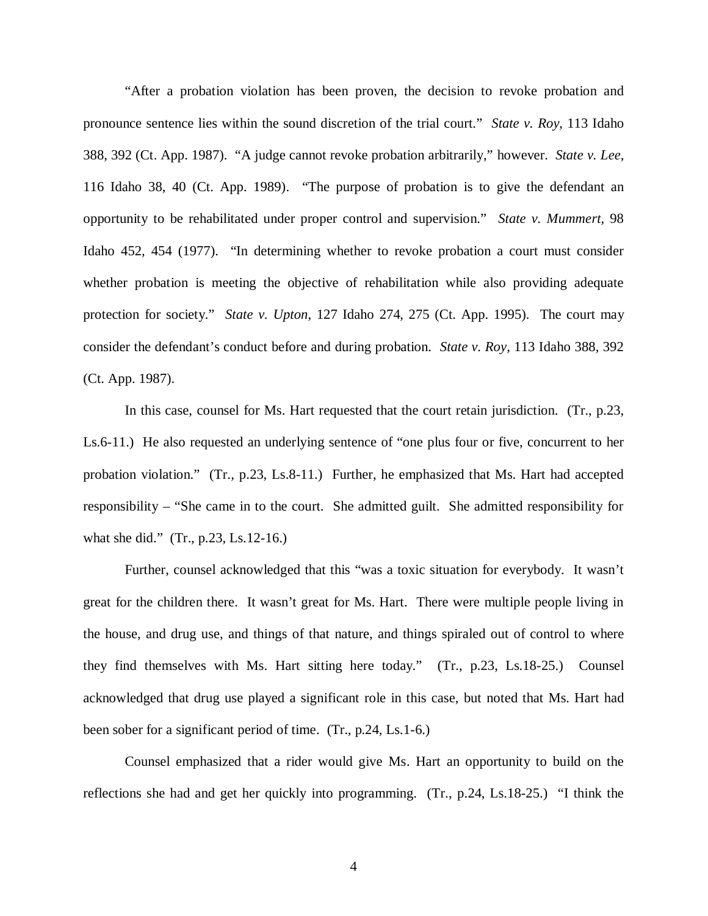"After a probation violation has been proven, the decision to revoke probation and pronounce sentence lies within the sound discretion of the trial court." *State v. Roy*, 113 Idaho 388, 392 (Ct. App. 1987). "A judge cannot revoke probation arbitrarily," however. *State v. Lee*, 116 Idaho 38, 40 (Ct. App. 1989). "The purpose of probation is to give the defendant an opportunity to be rehabilitated under proper control and supervision." *State v. Mummert*, 98 Idaho 452, 454 (1977). "In determining whether to revoke probation a court must consider whether probation is meeting the objective of rehabilitation while also providing adequate protection for society." *State v. Upton*, 127 Idaho 274, 275 (Ct. App. 1995). The court may consider the defendant's conduct before and during probation. *State v. Roy*, 113 Idaho 388, 392 (Ct. App. 1987).

In this case, counsel for Ms. Hart requested that the court retain jurisdiction. (Tr., p.23, Ls.6-11.) He also requested an underlying sentence of "one plus four or five, concurrent to her probation violation." (Tr., p.23, Ls.8-11.) Further, he emphasized that Ms. Hart had accepted responsibility – "She came in to the court. She admitted guilt. She admitted responsibility for what she did." (Tr., p.23, Ls.12-16.)

Further, counsel acknowledged that this "was a toxic situation for everybody. It wasn't great for the children there. It wasn't great for Ms. Hart. There were multiple people living in the house, and drug use, and things of that nature, and things spiraled out of control to where they find themselves with Ms. Hart sitting here today." (Tr., p.23, Ls.18-25.) Counsel acknowledged that drug use played a significant role in this case, but noted that Ms. Hart had been sober for a significant period of time. (Tr., p.24, Ls.1-6.)

Counsel emphasized that a rider would give Ms. Hart an opportunity to build on the reflections she had and get her quickly into programming. (Tr., p.24, Ls.18-25.) "I think the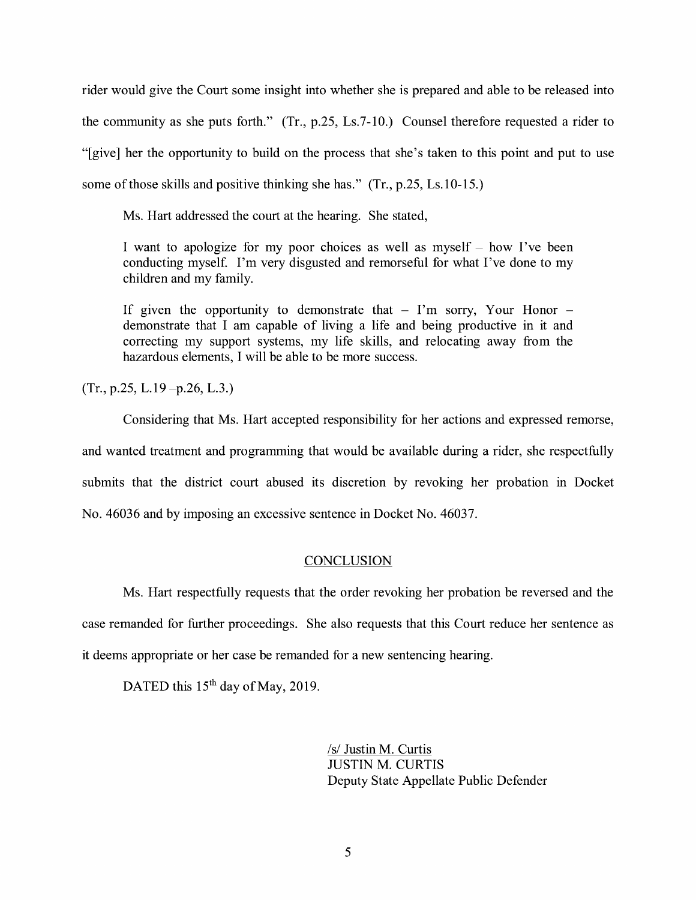rider would give the Court some insight into whether she is prepared and able to be released into the community as she puts forth." (Tr., p.25, Ls.7-10.) Counsel therefore requested a rider to "[give] her the opportunity to build on the process that she's taken to this point and put to use some of those skills and positive thinking she has." (Tr., p.25, Ls.10-15.)

Ms. Hart addressed the court at the hearing. She stated,

> I want to apologize for my poor choices as well as myself – how I've been conducting myself. I'm very disgusted and remorseful for what I've done to my children and my family.
>
> If given the opportunity to demonstrate that – I'm sorry, Your Honor – demonstrate that I am capable of living a life and being productive in it and correcting my support systems, my life skills, and relocating away from the hazardous elements, I will be able to be more success.

(Tr., p.25, L.19 –p.26, L.3.)

Considering that Ms. Hart accepted responsibility for her actions and expressed remorse, and wanted treatment and programming that would be available during a rider, she respectfully submits that the district court abused its discretion by revoking her probation in Docket No. 46036 and by imposing an excessive sentence in Docket No. 46037.

## CONCLUSION

Ms. Hart respectfully requests that the order revoking her probation be reversed and the case remanded for further proceedings. She also requests that this Court reduce her sentence as it deems appropriate or her case be remanded for a new sentencing hearing.

DATED this 15th day of May, 2019.

/s/ Justin M. Curtis
JUSTIN M. CURTIS
Deputy State Appellate Public Defender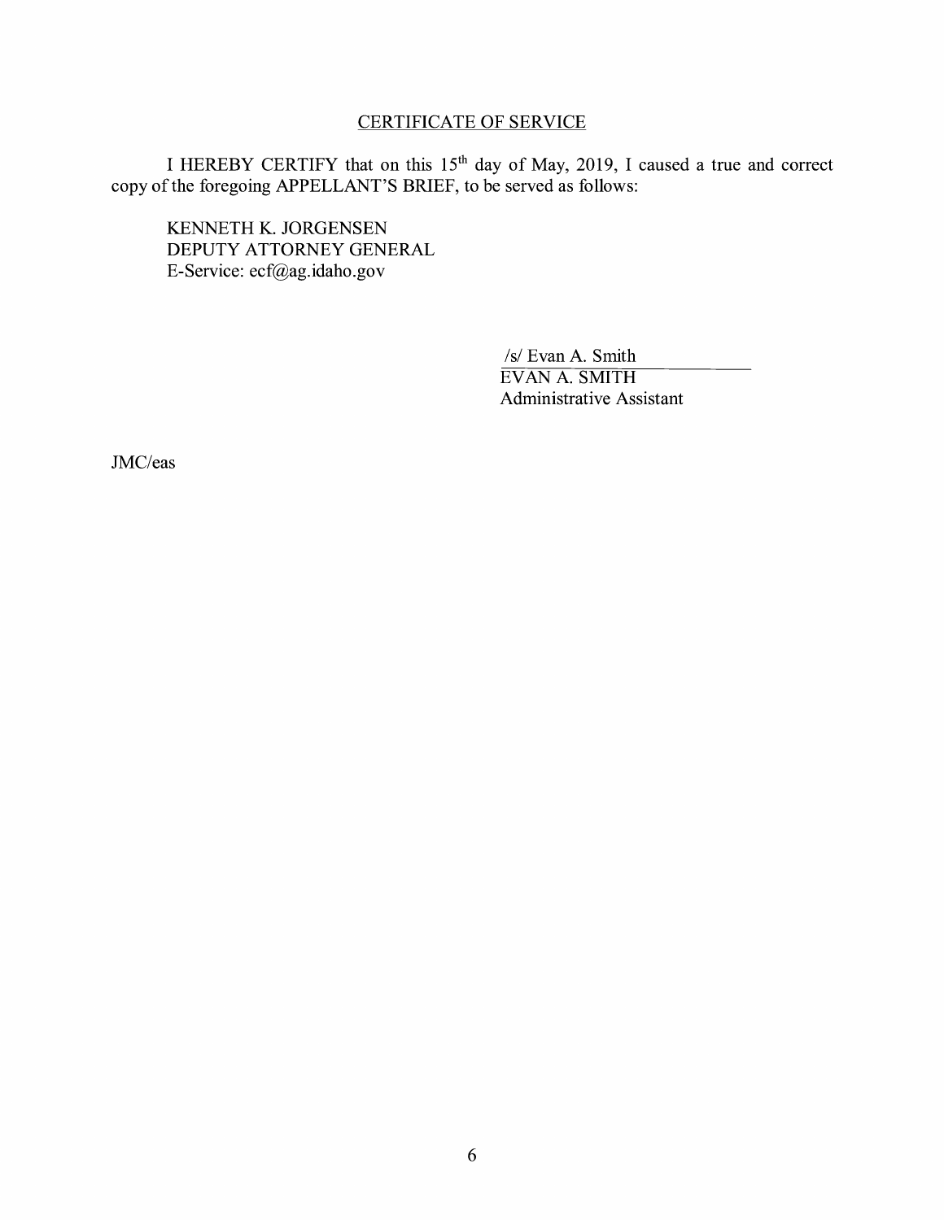## CERTIFICATE OF SERVICE

I HEREBY CERTIFY that on this 15th day of May, 2019, I caused a true and correct copy of the foregoing APPELLANT'S BRIEF, to be served as follows:

KENNETH K. JORGENSEN
DEPUTY ATTORNEY GENERAL
E-Service: ecf@ag.idaho.gov

/s/ Evan A. Smith
EVAN A. SMITH
Administrative Assistant

JMC/eas